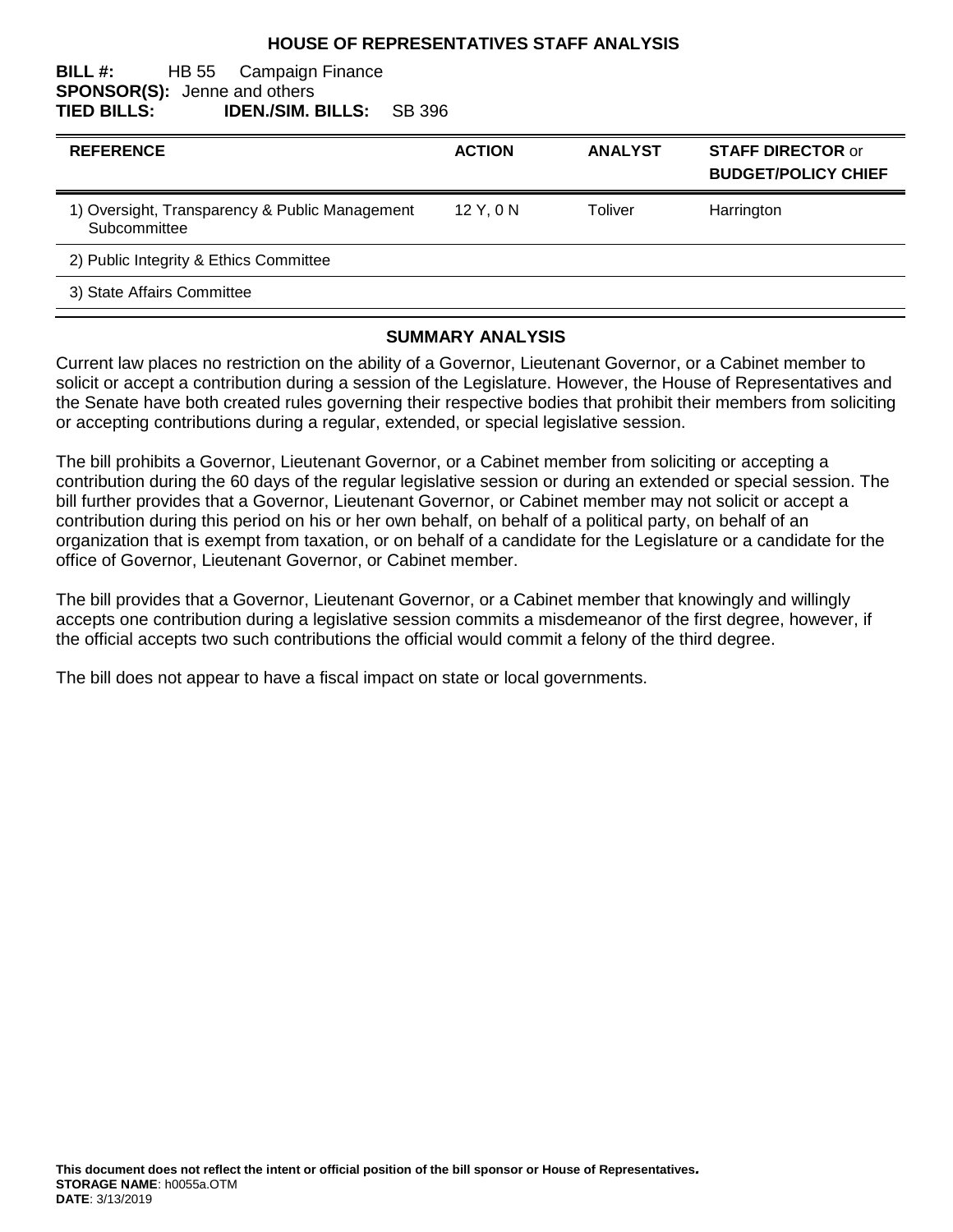# HOUSE OF REPRESENTATIVES STAFF ANALYSIS

**BILL #:** HB 55 Campaign Finance
**SPONSOR(S):** Jenne and others
**TIED BILLS:** **IDEN./SIM. BILLS:** SB 396

| REFERENCE | ACTION | ANALYST | STAFF DIRECTOR or BUDGET/POLICY CHIEF |
|---|---|---|---|
| 1) Oversight, Transparency & Public Management Subcommittee | 12 Y, 0 N | Toliver | Harrington |
| 2) Public Integrity & Ethics Committee | | | |
| 3) State Affairs Committee | | | |

## SUMMARY ANALYSIS

Current law places no restriction on the ability of a Governor, Lieutenant Governor, or a Cabinet member to solicit or accept a contribution during a session of the Legislature. However, the House of Representatives and the Senate have both created rules governing their respective bodies that prohibit their members from soliciting or accepting contributions during a regular, extended, or special legislative session.

The bill prohibits a Governor, Lieutenant Governor, or a Cabinet member from soliciting or accepting a contribution during the 60 days of the regular legislative session or during an extended or special session. The bill further provides that a Governor, Lieutenant Governor, or Cabinet member may not solicit or accept a contribution during this period on his or her own behalf, on behalf of a political party, on behalf of an organization that is exempt from taxation, or on behalf of a candidate for the Legislature or a candidate for the office of Governor, Lieutenant Governor, or Cabinet member.

The bill provides that a Governor, Lieutenant Governor, or a Cabinet member that knowingly and willingly accepts one contribution during a legislative session commits a misdemeanor of the first degree, however, if the official accepts two such contributions the official would commit a felony of the third degree.

The bill does not appear to have a fiscal impact on state or local governments.

**This document does not reflect the intent or official position of the bill sponsor or House of Representatives.**
**STORAGE NAME**: h0055a.OTM
**DATE**: 3/13/2019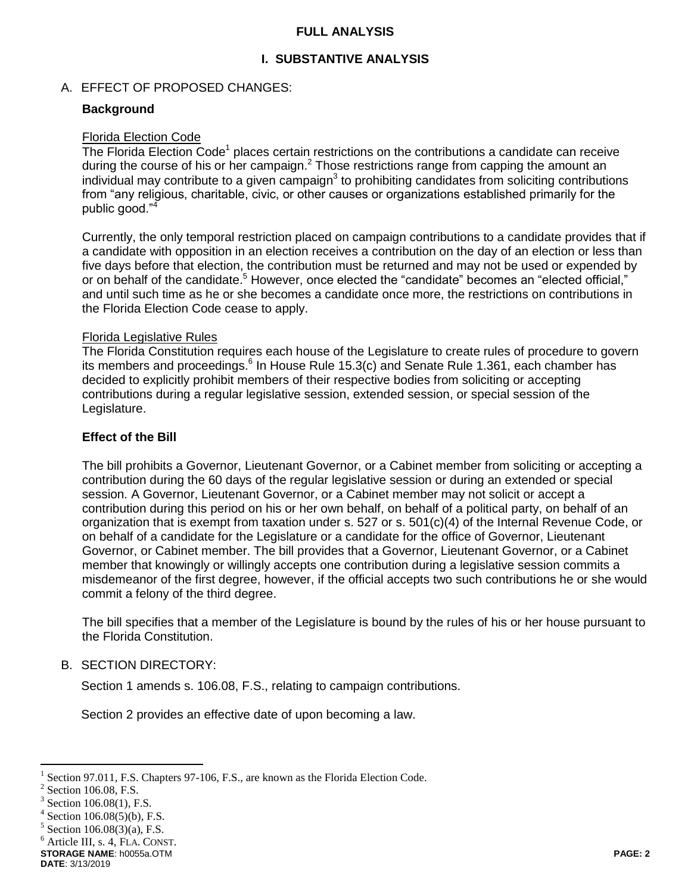## FULL ANALYSIS

## I. SUBSTANTIVE ANALYSIS

### A. EFFECT OF PROPOSED CHANGES:

#### Background

Florida Election Code

The Florida Election Code[1] places certain restrictions on the contributions a candidate can receive during the course of his or her campaign.[2] Those restrictions range from capping the amount an individual may contribute to a given campaign[3] to prohibiting candidates from soliciting contributions from "any religious, charitable, civic, or other causes or organizations established primarily for the public good."[4]

Currently, the only temporal restriction placed on campaign contributions to a candidate provides that if a candidate with opposition in an election receives a contribution on the day of an election or less than five days before that election, the contribution must be returned and may not be used or expended by or on behalf of the candidate.[5] However, once elected the "candidate" becomes an "elected official," and until such time as he or she becomes a candidate once more, the restrictions on contributions in the Florida Election Code cease to apply.

Florida Legislative Rules

The Florida Constitution requires each house of the Legislature to create rules of procedure to govern its members and proceedings.[6] In House Rule 15.3(c) and Senate Rule 1.361, each chamber has decided to explicitly prohibit members of their respective bodies from soliciting or accepting contributions during a regular legislative session, extended session, or special session of the Legislature.

#### Effect of the Bill

The bill prohibits a Governor, Lieutenant Governor, or a Cabinet member from soliciting or accepting a contribution during the 60 days of the regular legislative session or during an extended or special session. A Governor, Lieutenant Governor, or a Cabinet member may not solicit or accept a contribution during this period on his or her own behalf, on behalf of a political party, on behalf of an organization that is exempt from taxation under s. 527 or s. 501(c)(4) of the Internal Revenue Code, or on behalf of a candidate for the Legislature or a candidate for the office of Governor, Lieutenant Governor, or Cabinet member. The bill provides that a Governor, Lieutenant Governor, or a Cabinet member that knowingly or willingly accepts one contribution during a legislative session commits a misdemeanor of the first degree, however, if the official accepts two such contributions he or she would commit a felony of the third degree.

The bill specifies that a member of the Legislature is bound by the rules of his or her house pursuant to the Florida Constitution.

### B. SECTION DIRECTORY:

Section 1 amends s. 106.08, F.S., relating to campaign contributions.

Section 2 provides an effective date of upon becoming a law.

---

[1] Section 97.011, F.S. Chapters 97-106, F.S., are known as the Florida Election Code.
[2] Section 106.08, F.S.
[3] Section 106.08(1), F.S.
[4] Section 106.08(5)(b), F.S.
[5] Section 106.08(3)(a), F.S.
[6] Article III, s. 4, FLA. CONST.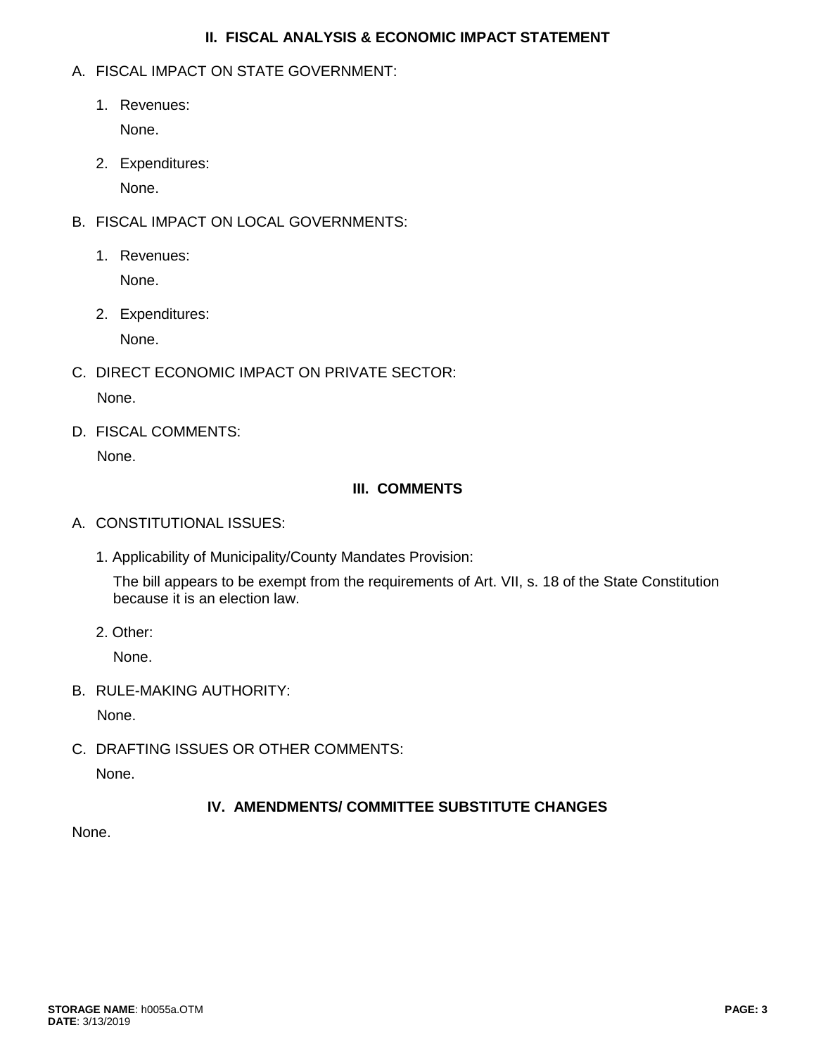## II. FISCAL ANALYSIS & ECONOMIC IMPACT STATEMENT

A. FISCAL IMPACT ON STATE GOVERNMENT:

1. Revenues:

   None.

2. Expenditures:

   None.

B. FISCAL IMPACT ON LOCAL GOVERNMENTS:

1. Revenues:

   None.

2. Expenditures:

   None.

C. DIRECT ECONOMIC IMPACT ON PRIVATE SECTOR:

None.

D. FISCAL COMMENTS:

None.

## III. COMMENTS

A. CONSTITUTIONAL ISSUES:

1. Applicability of Municipality/County Mandates Provision:

   The bill appears to be exempt from the requirements of Art. VII, s. 18 of the State Constitution because it is an election law.

2. Other:

   None.

B. RULE-MAKING AUTHORITY:

None.

C. DRAFTING ISSUES OR OTHER COMMENTS:

None.

## IV. AMENDMENTS/ COMMITTEE SUBSTITUTE CHANGES

None.